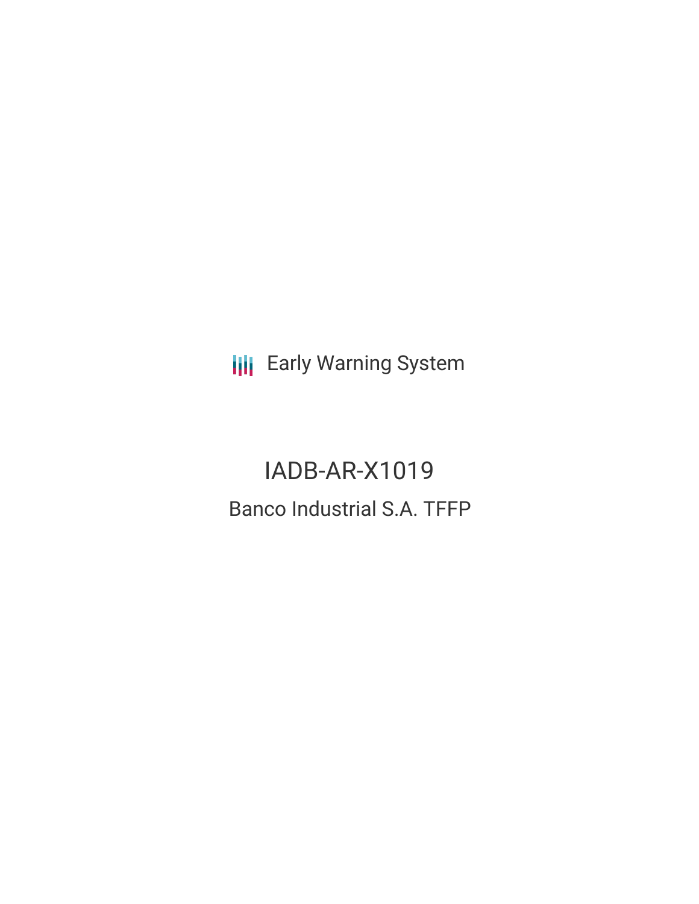Early Warning System

# IADB-AR-X1019

## Banco Industrial S.A. TFFP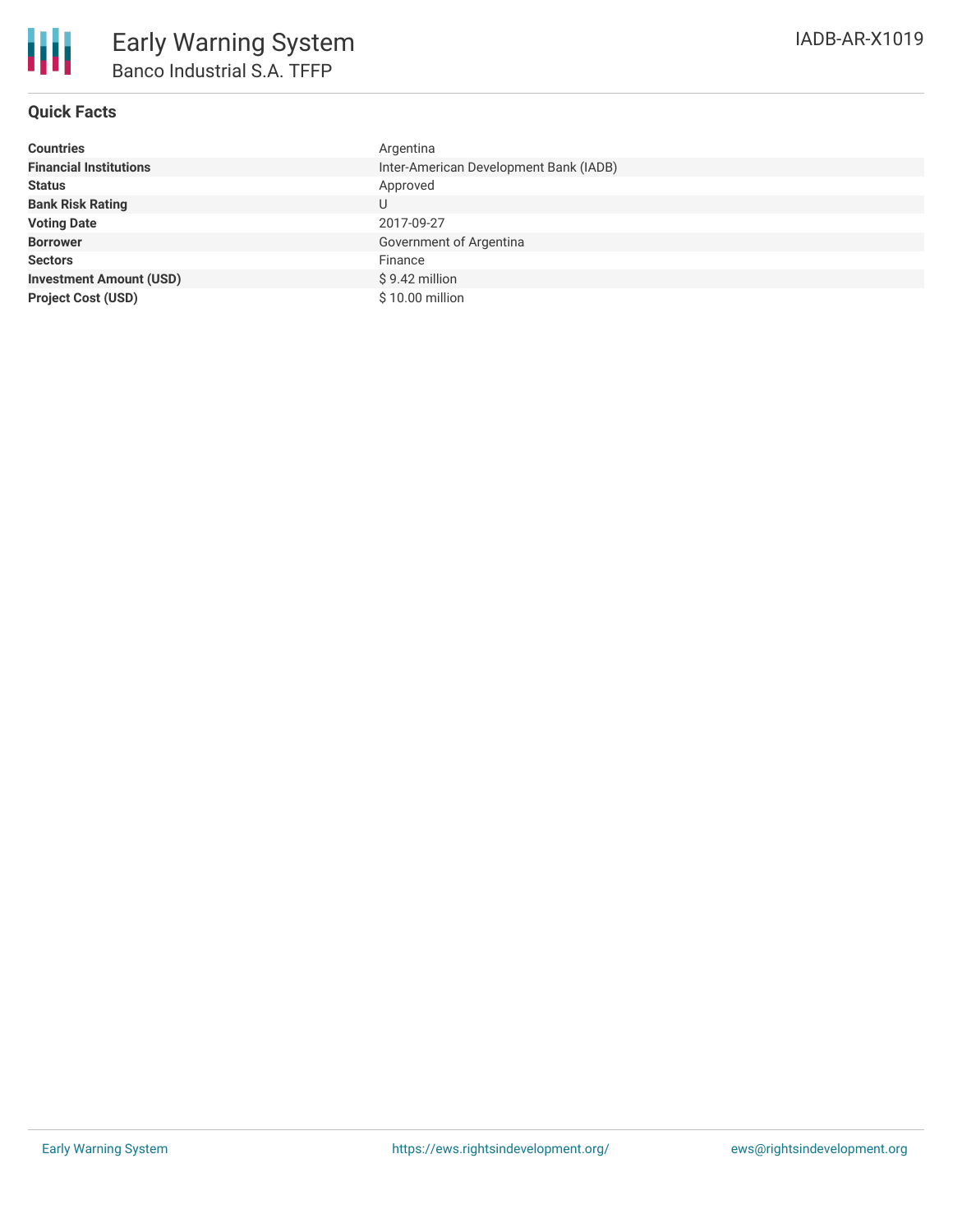# Early Warning System

## Banco Industrial S.A. TFFP

IADB-AR-X1019

### Quick Facts

| | |
|---|---|
| **Countries** | Argentina |
| **Financial Institutions** | Inter-American Development Bank (IADB) |
| **Status** | Approved |
| **Bank Risk Rating** | U |
| **Voting Date** | 2017-09-27 |
| **Borrower** | Government of Argentina |
| **Sectors** | Finance |
| **Investment Amount (USD)** | $ 9.42 million |
| **Project Cost (USD)** | $ 10.00 million |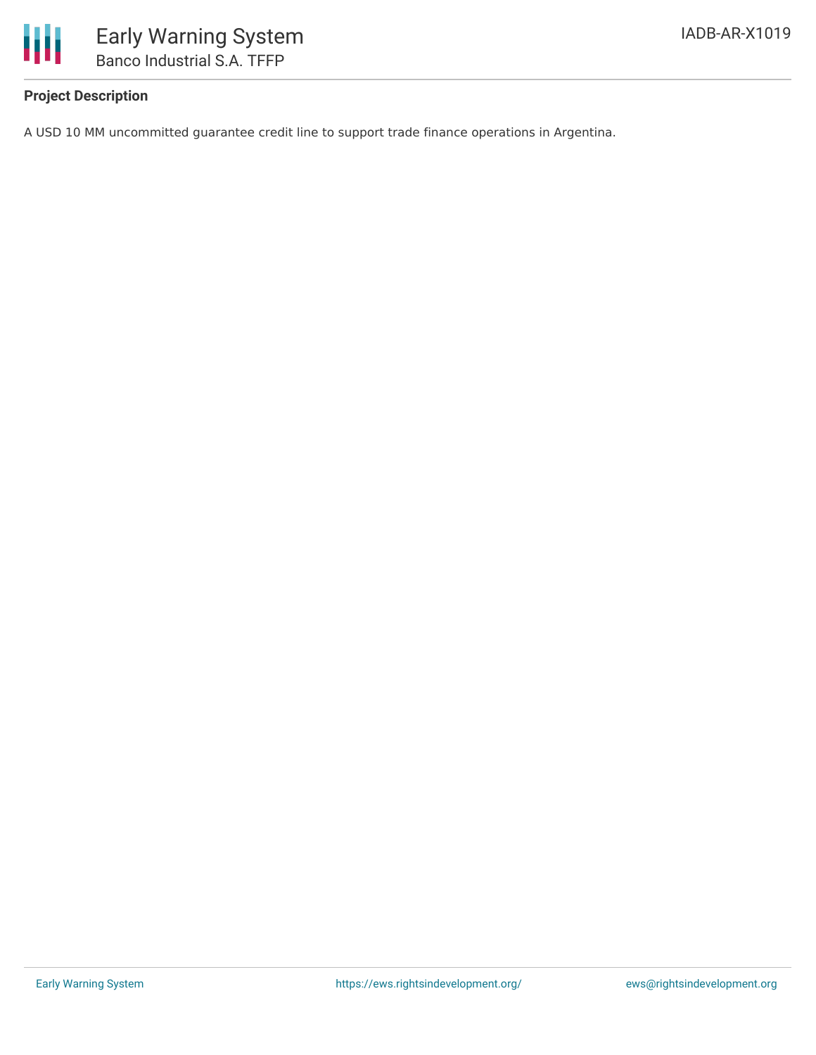### Project Description

A USD 10 MM uncommitted guarantee credit line to support trade finance operations in Argentina.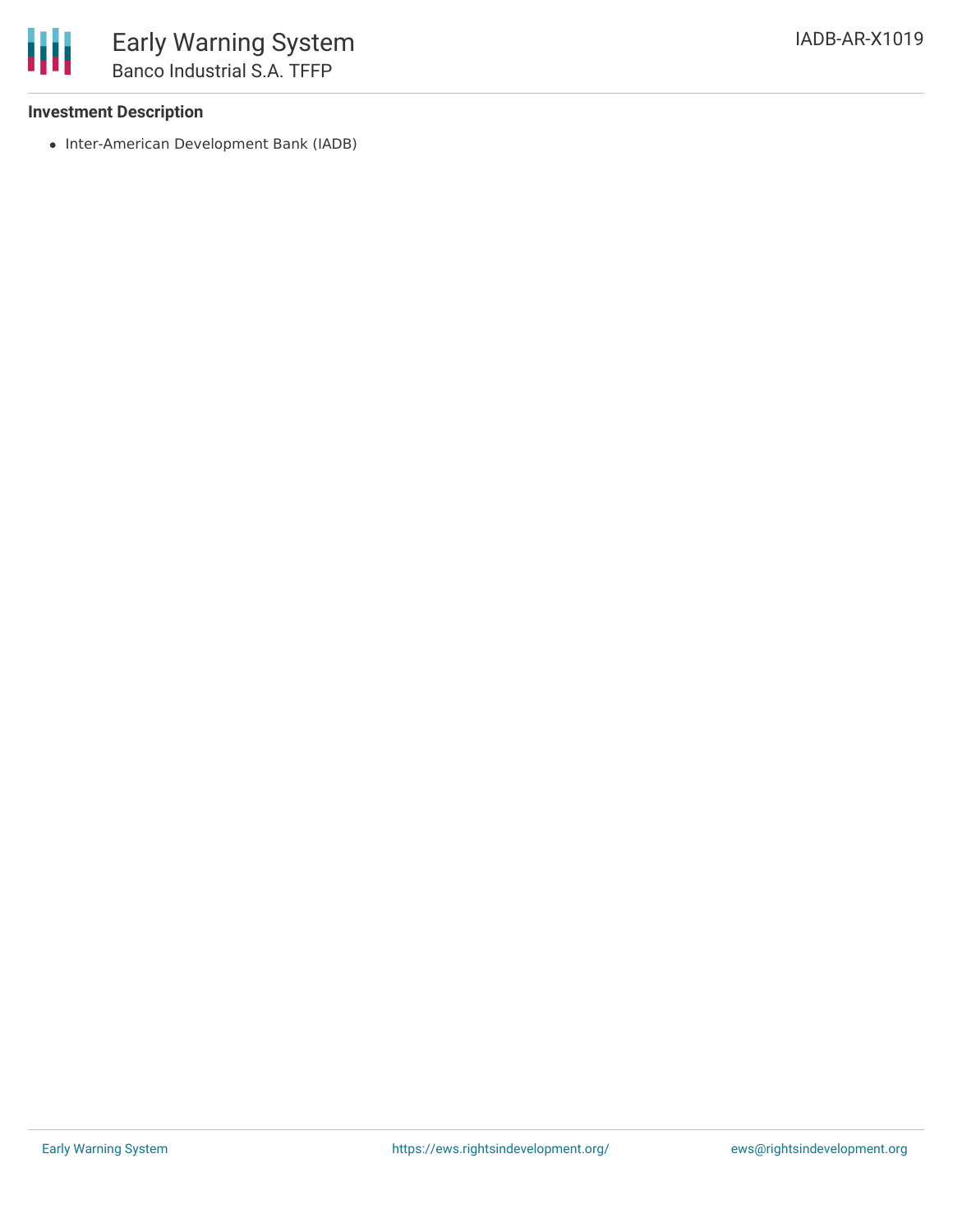### Investment Description

- Inter-American Development Bank (IADB)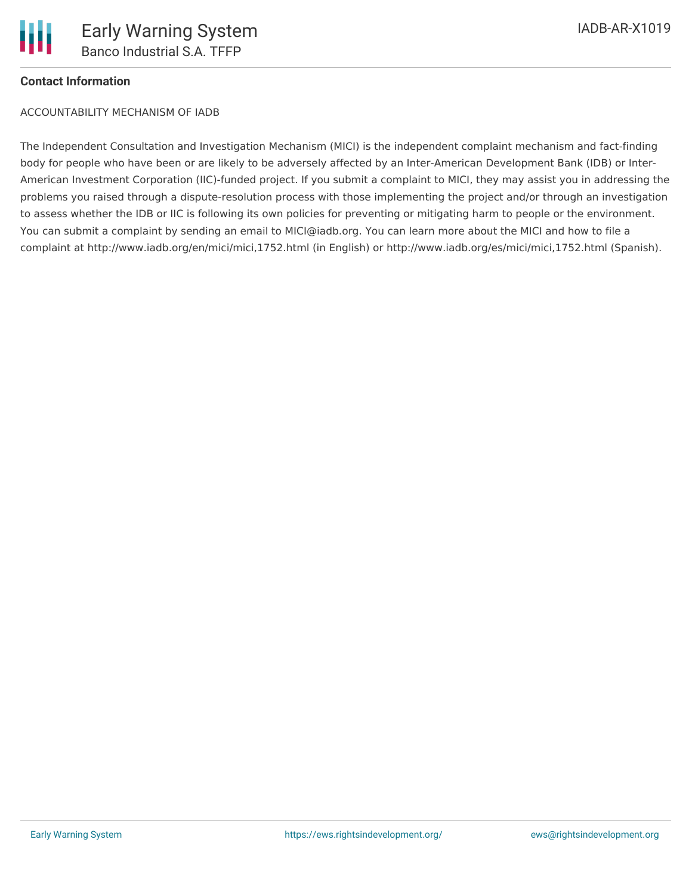**Contact Information**

ACCOUNTABILITY MECHANISM OF IADB

The Independent Consultation and Investigation Mechanism (MICI) is the independent complaint mechanism and fact-finding body for people who have been or are likely to be adversely affected by an Inter-American Development Bank (IDB) or Inter-American Investment Corporation (IIC)-funded project. If you submit a complaint to MICI, they may assist you in addressing the problems you raised through a dispute-resolution process with those implementing the project and/or through an investigation to assess whether the IDB or IIC is following its own policies for preventing or mitigating harm to people or the environment. You can submit a complaint by sending an email to MICI@iadb.org. You can learn more about the MICI and how to file a complaint at http://www.iadb.org/en/mici/mici,1752.html (in English) or http://www.iadb.org/es/mici/mici,1752.html (Spanish).